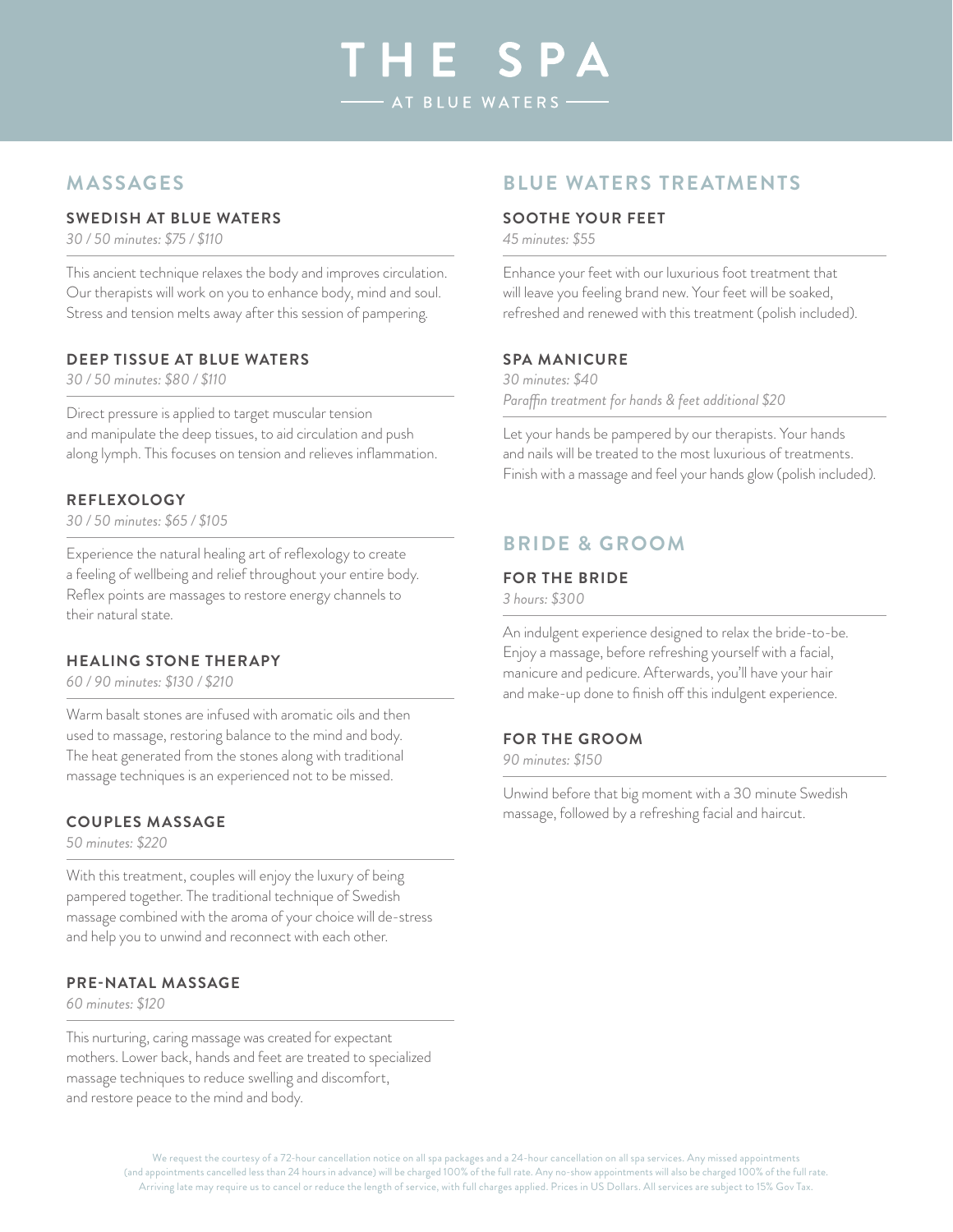# THE SPA

AT BLUE WATERS

## MASSAGES

### SWEDISH AT BLUE WATERS

*30 / 50 minutes: $75 / $110*

This ancient technique relaxes the body and improves circulation. Our therapists will work on you to enhance body, mind and soul. Stress and tension melts away after this session of pampering.

### DEEP TISSUE AT BLUE WATERS

*30 / 50 minutes: $80 / $110*

Direct pressure is applied to target muscular tension and manipulate the deep tissues, to aid circulation and push along lymph. This focuses on tension and relieves inflammation.

### REFLEXOLOGY

*30 / 50 minutes: $65 / $105*

Experience the natural healing art of reflexology to create a feeling of wellbeing and relief throughout your entire body. Reflex points are massages to restore energy channels to their natural state.

### HEALING STONE THERAPY

*60 / 90 minutes: $130 / $210*

Warm basalt stones are infused with aromatic oils and then used to massage, restoring balance to the mind and body. The heat generated from the stones along with traditional massage techniques is an experienced not to be missed.

### COUPLES MASSAGE

*50 minutes: $220*

With this treatment, couples will enjoy the luxury of being pampered together. The traditional technique of Swedish massage combined with the aroma of your choice will de-stress and help you to unwind and reconnect with each other.

### PRE-NATAL MASSAGE

*60 minutes: $120*

This nurturing, caring massage was created for expectant mothers. Lower back, hands and feet are treated to specialized massage techniques to reduce swelling and discomfort, and restore peace to the mind and body.

## BLUE WATERS TREATMENTS

### SOOTHE YOUR FEET

*45 minutes: $55*

Enhance your feet with our luxurious foot treatment that will leave you feeling brand new. Your feet will be soaked, refreshed and renewed with this treatment (polish included).

### SPA MANICURE

*30 minutes: $40*

*Paraffin treatment for hands & feet additional $20*

Let your hands be pampered by our therapists. Your hands and nails will be treated to the most luxurious of treatments. Finish with a massage and feel your hands glow (polish included).

## BRIDE & GROOM

### FOR THE BRIDE

*3 hours: $300*

An indulgent experience designed to relax the bride-to-be. Enjoy a massage, before refreshing yourself with a facial, manicure and pedicure. Afterwards, you'll have your hair and make-up done to finish off this indulgent experience.

### FOR THE GROOM

*90 minutes: $150*

Unwind before that big moment with a 30 minute Swedish massage, followed by a refreshing facial and haircut.

We request the courtesy of a 72-hour cancellation notice on all spa packages and a 24-hour cancellation on all spa services. Any missed appointments (and appointments cancelled less than 24 hours in advance) will be charged 100% of the full rate. Any no-show appointments will also be charged 100% of the full rate. Arriving late may require us to cancel or reduce the length of service, with full charges applied. Prices in US Dollars. All services are subject to 15% Gov Tax.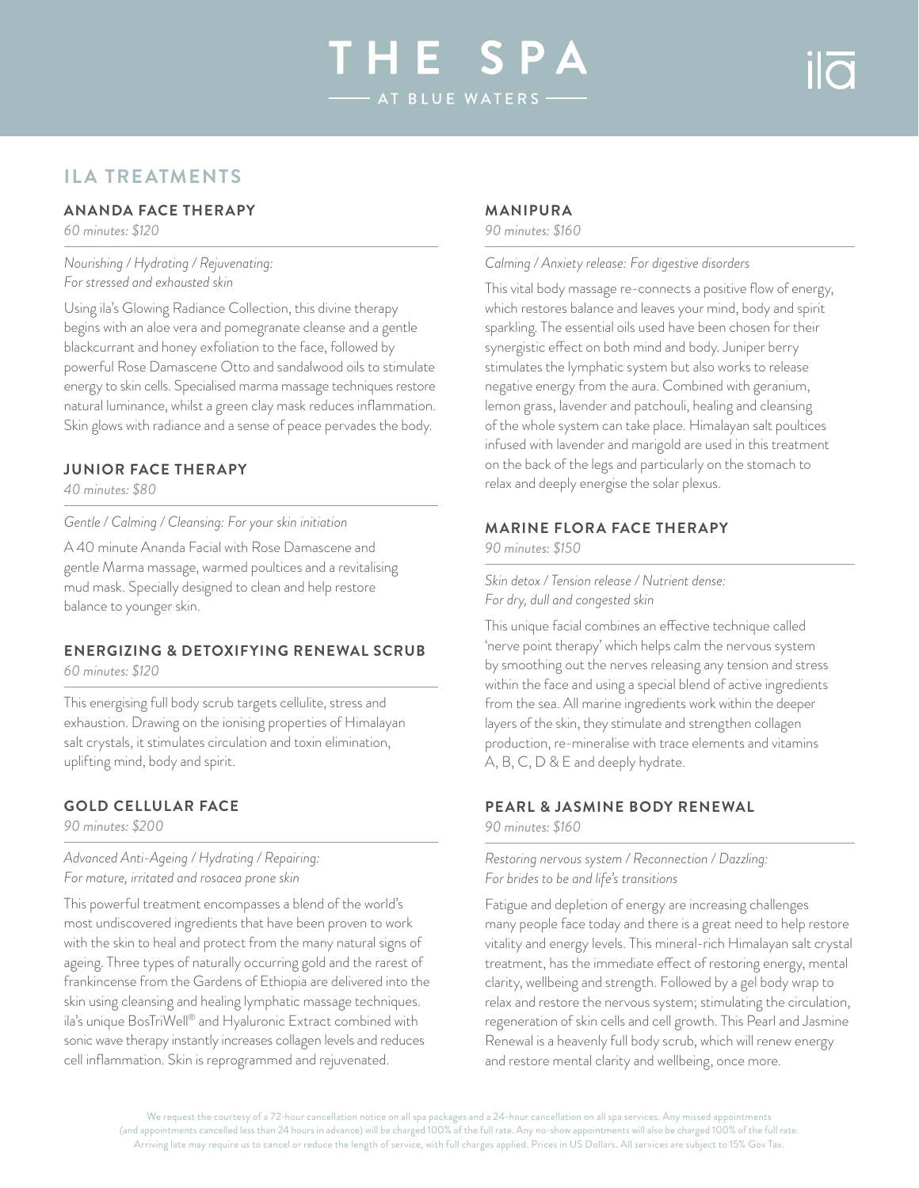# THE SPA

AT BLUE WATERS

## ILA TREATMENTS

### ANANDA FACE THERAPY

*60 minutes: $120*

*Nourishing / Hydrating / Rejuvenating: For stressed and exhausted skin*

Using ila's Glowing Radiance Collection, this divine therapy begins with an aloe vera and pomegranate cleanse and a gentle blackcurrant and honey exfoliation to the face, followed by powerful Rose Damascene Otto and sandalwood oils to stimulate energy to skin cells. Specialised marma massage techniques restore natural luminance, whilst a green clay mask reduces inflammation. Skin glows with radiance and a sense of peace pervades the body.

### JUNIOR FACE THERAPY

*40 minutes: $80*

*Gentle / Calming / Cleansing: For your skin initiation*

A 40 minute Ananda Facial with Rose Damascene and gentle Marma massage, warmed poultices and a revitalising mud mask. Specially designed to clean and help restore balance to younger skin.

### ENERGIZING & DETOXIFYING RENEWAL SCRUB

*60 minutes: $120*

This energising full body scrub targets cellulite, stress and exhaustion. Drawing on the ionising properties of Himalayan salt crystals, it stimulates circulation and toxin elimination, uplifting mind, body and spirit.

### GOLD CELLULAR FACE

*90 minutes: $200*

*Advanced Anti-Ageing / Hydrating / Repairing: For mature, irritated and rosacea prone skin*

This powerful treatment encompasses a blend of the world's most undiscovered ingredients that have been proven to work with the skin to heal and protect from the many natural signs of ageing. Three types of naturally occurring gold and the rarest of frankincense from the Gardens of Ethiopia are delivered into the skin using cleansing and healing lymphatic massage techniques. ila's unique BosTriWell® and Hyaluronic Extract combined with sonic wave therapy instantly increases collagen levels and reduces cell inflammation. Skin is reprogrammed and rejuvenated.

### MANIPURA

*90 minutes: $160*

*Calming / Anxiety release: For digestive disorders*

This vital body massage re-connects a positive flow of energy, which restores balance and leaves your mind, body and spirit sparkling. The essential oils used have been chosen for their synergistic effect on both mind and body. Juniper berry stimulates the lymphatic system but also works to release negative energy from the aura. Combined with geranium, lemon grass, lavender and patchouli, healing and cleansing of the whole system can take place. Himalayan salt poultices infused with lavender and marigold are used in this treatment on the back of the legs and particularly on the stomach to relax and deeply energise the solar plexus.

### MARINE FLORA FACE THERAPY

*90 minutes: $150*

*Skin detox / Tension release / Nutrient dense: For dry, dull and congested skin*

This unique facial combines an effective technique called 'nerve point therapy' which helps calm the nervous system by smoothing out the nerves releasing any tension and stress within the face and using a special blend of active ingredients from the sea. All marine ingredients work within the deeper layers of the skin, they stimulate and strengthen collagen production, re-mineralise with trace elements and vitamins A, B, C, D & E and deeply hydrate.

### PEARL & JASMINE BODY RENEWAL

*90 minutes: $160*

*Restoring nervous system / Reconnection / Dazzling: For brides to be and life's transitions*

Fatigue and depletion of energy are increasing challenges many people face today and there is a great need to help restore vitality and energy levels. This mineral-rich Himalayan salt crystal treatment, has the immediate effect of restoring energy, mental clarity, wellbeing and strength. Followed by a gel body wrap to relax and restore the nervous system; stimulating the circulation, regeneration of skin cells and cell growth. This Pearl and Jasmine Renewal is a heavenly full body scrub, which will renew energy and restore mental clarity and wellbeing, once more.

We request the courtesy of a 72-hour cancellation notice on all spa packages and a 24-hour cancellation on all spa services. Any missed appointments (and appointments cancelled less than 24 hours in advance) will be charged 100% of the full rate. Any no-show appointments will also be charged 100% of the full rate. Arriving late may require us to cancel or reduce the length of service, with full charges applied. Prices in US Dollars. All services are subject to 15% Gov Tax.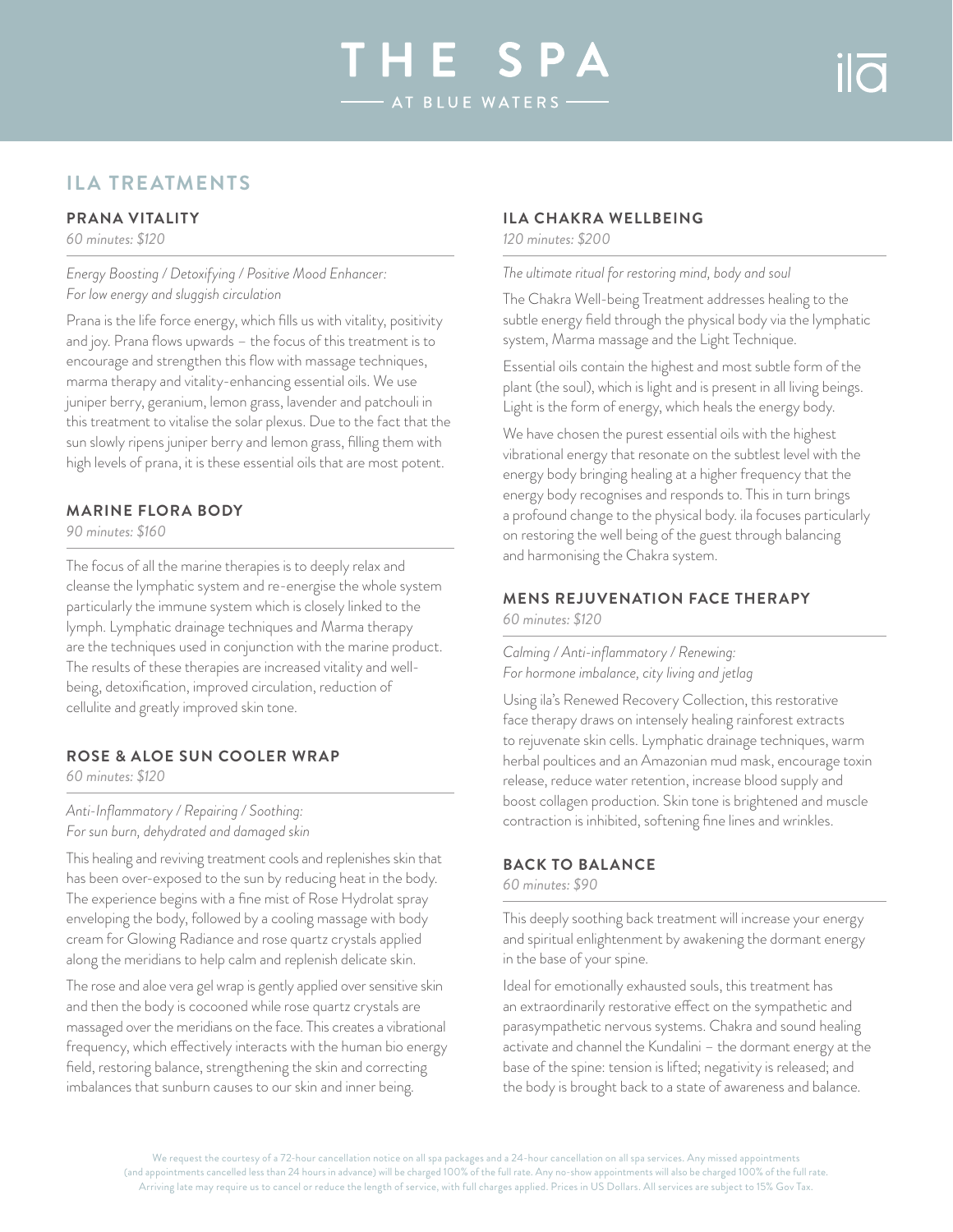# THE SPA

AT BLUE WATERS

## ILA TREATMENTS

### PRANA VITALITY

*60 minutes: $120*

*Energy Boosting / Detoxifying / Positive Mood Enhancer: For low energy and sluggish circulation*

Prana is the life force energy, which fills us with vitality, positivity and joy. Prana flows upwards – the focus of this treatment is to encourage and strengthen this flow with massage techniques, marma therapy and vitality-enhancing essential oils. We use juniper berry, geranium, lemon grass, lavender and patchouli in this treatment to vitalise the solar plexus. Due to the fact that the sun slowly ripens juniper berry and lemon grass, filling them with high levels of prana, it is these essential oils that are most potent.

### MARINE FLORA BODY

*90 minutes: $160*

The focus of all the marine therapies is to deeply relax and cleanse the lymphatic system and re-energise the whole system particularly the immune system which is closely linked to the lymph. Lymphatic drainage techniques and Marma therapy are the techniques used in conjunction with the marine product. The results of these therapies are increased vitality and well-being, detoxification, improved circulation, reduction of cellulite and greatly improved skin tone.

### ROSE & ALOE SUN COOLER WRAP

*60 minutes: $120*

*Anti-Inflammatory / Repairing / Soothing: For sun burn, dehydrated and damaged skin*

This healing and reviving treatment cools and replenishes skin that has been over-exposed to the sun by reducing heat in the body. The experience begins with a fine mist of Rose Hydrolat spray enveloping the body, followed by a cooling massage with body cream for Glowing Radiance and rose quartz crystals applied along the meridians to help calm and replenish delicate skin.

The rose and aloe vera gel wrap is gently applied over sensitive skin and then the body is cocooned while rose quartz crystals are massaged over the meridians on the face. This creates a vibrational frequency, which effectively interacts with the human bio energy field, restoring balance, strengthening the skin and correcting imbalances that sunburn causes to our skin and inner being.

### ILA CHAKRA WELLBEING

*120 minutes: $200*

*The ultimate ritual for restoring mind, body and soul*

The Chakra Well-being Treatment addresses healing to the subtle energy field through the physical body via the lymphatic system, Marma massage and the Light Technique.

Essential oils contain the highest and most subtle form of the plant (the soul), which is light and is present in all living beings. Light is the form of energy, which heals the energy body.

We have chosen the purest essential oils with the highest vibrational energy that resonate on the subtlest level with the energy body bringing healing at a higher frequency that the energy body recognises and responds to. This in turn brings a profound change to the physical body. ila focuses particularly on restoring the well being of the guest through balancing and harmonising the Chakra system.

### MENS REJUVENATION FACE THERAPY

*60 minutes: $120*

*Calming / Anti-inflammatory / Renewing: For hormone imbalance, city living and jetlag*

Using ila's Renewed Recovery Collection, this restorative face therapy draws on intensely healing rainforest extracts to rejuvenate skin cells. Lymphatic drainage techniques, warm herbal poultices and an Amazonian mud mask, encourage toxin release, reduce water retention, increase blood supply and boost collagen production. Skin tone is brightened and muscle contraction is inhibited, softening fine lines and wrinkles.

### BACK TO BALANCE

*60 minutes: $90*

This deeply soothing back treatment will increase your energy and spiritual enlightenment by awakening the dormant energy in the base of your spine.

Ideal for emotionally exhausted souls, this treatment has an extraordinarily restorative effect on the sympathetic and parasympathetic nervous systems. Chakra and sound healing activate and channel the Kundalini – the dormant energy at the base of the spine: tension is lifted; negativity is released; and the body is brought back to a state of awareness and balance.

We request the courtesy of a 72-hour cancellation notice on all spa packages and a 24-hour cancellation on all spa services. Any missed appointments (and appointments cancelled less than 24 hours in advance) will be charged 100% of the full rate. Any no-show appointments will also be charged 100% of the full rate. Arriving late may require us to cancel or reduce the length of service, with full charges applied. Prices in US Dollars. All services are subject to 15% Gov Tax.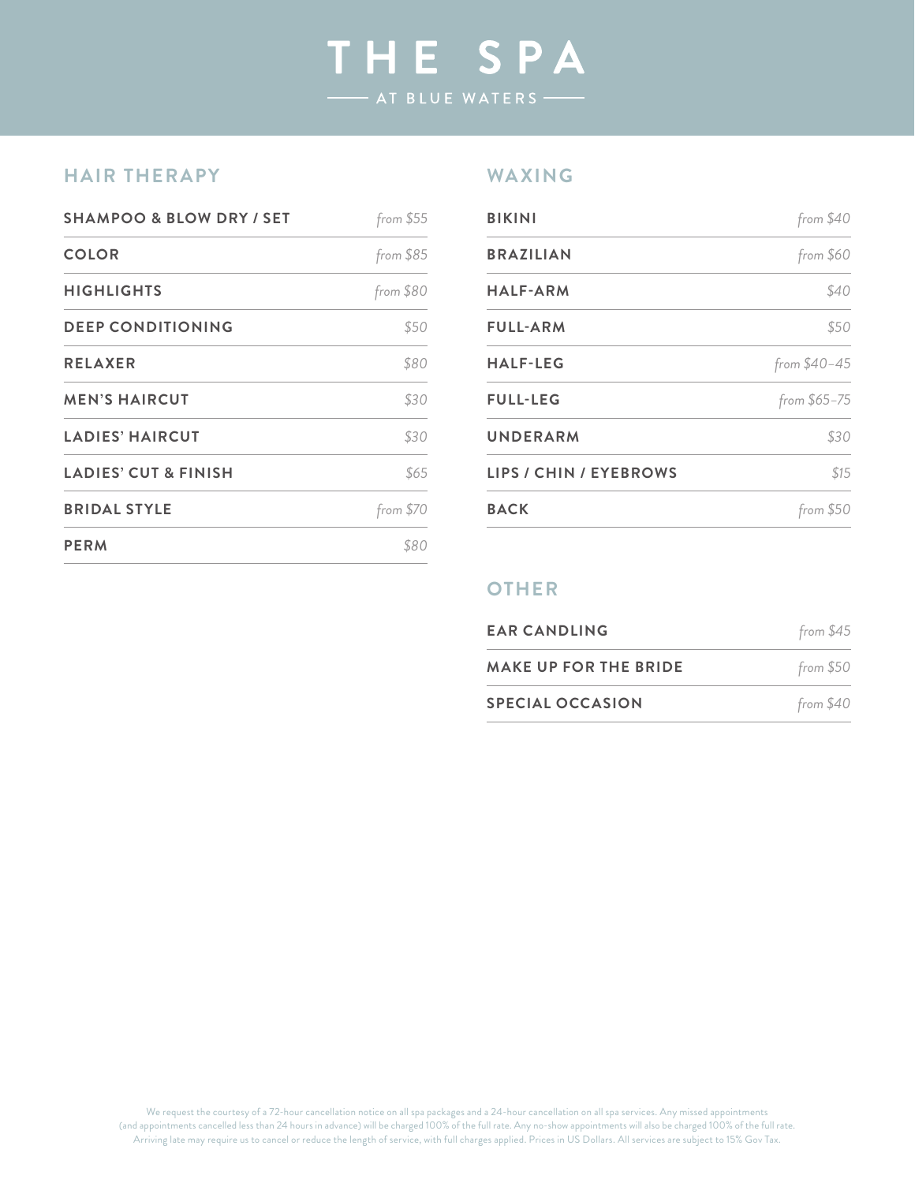# THE SPA

AT BLUE WATERS

## HAIR THERAPY

| | |
|---|---|
| **SHAMPOO & BLOW DRY / SET** | *from $55* |
| **COLOR** | *from $85* |
| **HIGHLIGHTS** | *from $80* |
| **DEEP CONDITIONING** | *$50* |
| **RELAXER** | *$80* |
| **MEN'S HAIRCUT** | *$30* |
| **LADIES' HAIRCUT** | *$30* |
| **LADIES' CUT & FINISH** | *$65* |
| **BRIDAL STYLE** | *from $70* |
| **PERM** | *$80* |

## WAXING

| | |
|---|---|
| **BIKINI** | *from $40* |
| **BRAZILIAN** | *from $60* |
| **HALF-ARM** | *$40* |
| **FULL-ARM** | *$50* |
| **HALF-LEG** | *from $40–45* |
| **FULL-LEG** | *from $65–75* |
| **UNDERARM** | *$30* |
| **LIPS / CHIN / EYEBROWS** | *$15* |
| **BACK** | *from $50* |

## OTHER

| | |
|---|---|
| **EAR CANDLING** | *from $45* |
| **MAKE UP FOR THE BRIDE** | *from $50* |
| **SPECIAL OCCASION** | *from $40* |

We request the courtesy of a 72-hour cancellation notice on all spa packages and a 24-hour cancellation on all spa services. Any missed appointments (and appointments cancelled less than 24 hours in advance) will be charged 100% of the full rate. Any no-show appointments will also be charged 100% of the full rate. Arriving late may require us to cancel or reduce the length of service, with full charges applied. Prices in US Dollars. All services are subject to 15% Gov Tax.